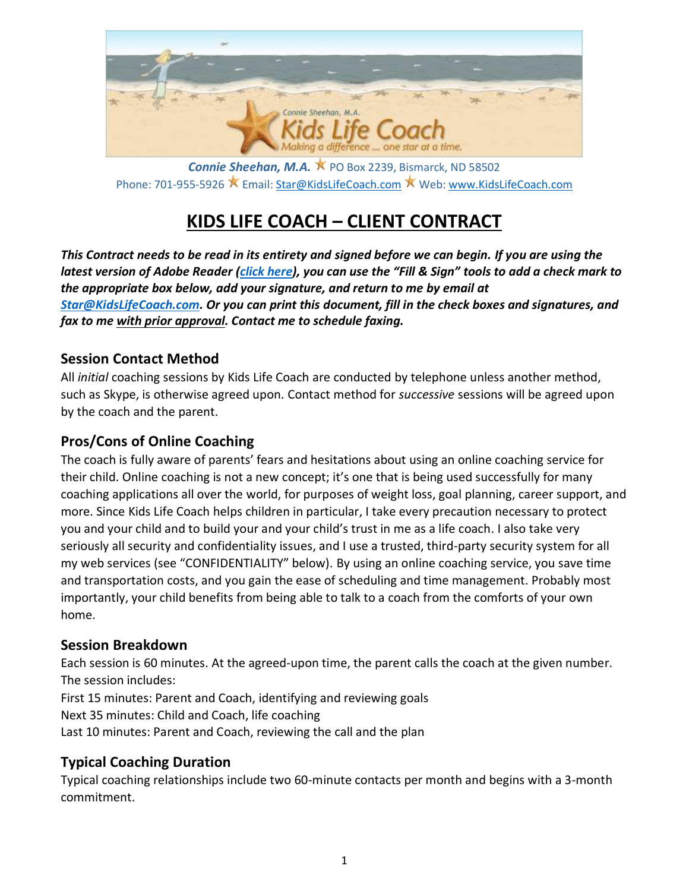Connie Sheehan, M.A.

Kids Life Coach

Making a difference ... one star at a time.

***Connie Sheehan, M.A.*** PO Box 2239, Bismarck, ND 58502
Phone: 701-955-5926 Email: Star@KidsLifeCoach.com Web: www.KidsLifeCoach.com

# KIDS LIFE COACH – CLIENT CONTRACT

***This Contract needs to be read in its entirety and signed before we can begin. If you are using the latest version of Adobe Reader (click here), you can use the "Fill & Sign" tools to add a check mark to the appropriate box below, add your signature, and return to me by email at Star@KidsLifeCoach.com. Or you can print this document, fill in the check boxes and signatures, and fax to me with prior approval. Contact me to schedule faxing.***

## Session Contact Method

All *initial* coaching sessions by Kids Life Coach are conducted by telephone unless another method, such as Skype, is otherwise agreed upon. Contact method for *successive* sessions will be agreed upon by the coach and the parent.

## Pros/Cons of Online Coaching

The coach is fully aware of parents' fears and hesitations about using an online coaching service for their child. Online coaching is not a new concept; it's one that is being used successfully for many coaching applications all over the world, for purposes of weight loss, goal planning, career support, and more. Since Kids Life Coach helps children in particular, I take every precaution necessary to protect you and your child and to build your and your child's trust in me as a life coach. I also take very seriously all security and confidentiality issues, and I use a trusted, third-party security system for all my web services (see "CONFIDENTIALITY" below). By using an online coaching service, you save time and transportation costs, and you gain the ease of scheduling and time management. Probably most importantly, your child benefits from being able to talk to a coach from the comforts of your own home.

## Session Breakdown

Each session is 60 minutes. At the agreed-upon time, the parent calls the coach at the given number. The session includes:

First 15 minutes: Parent and Coach, identifying and reviewing goals
Next 35 minutes: Child and Coach, life coaching
Last 10 minutes: Parent and Coach, reviewing the call and the plan

## Typical Coaching Duration

Typical coaching relationships include two 60-minute contacts per month and begins with a 3-month commitment.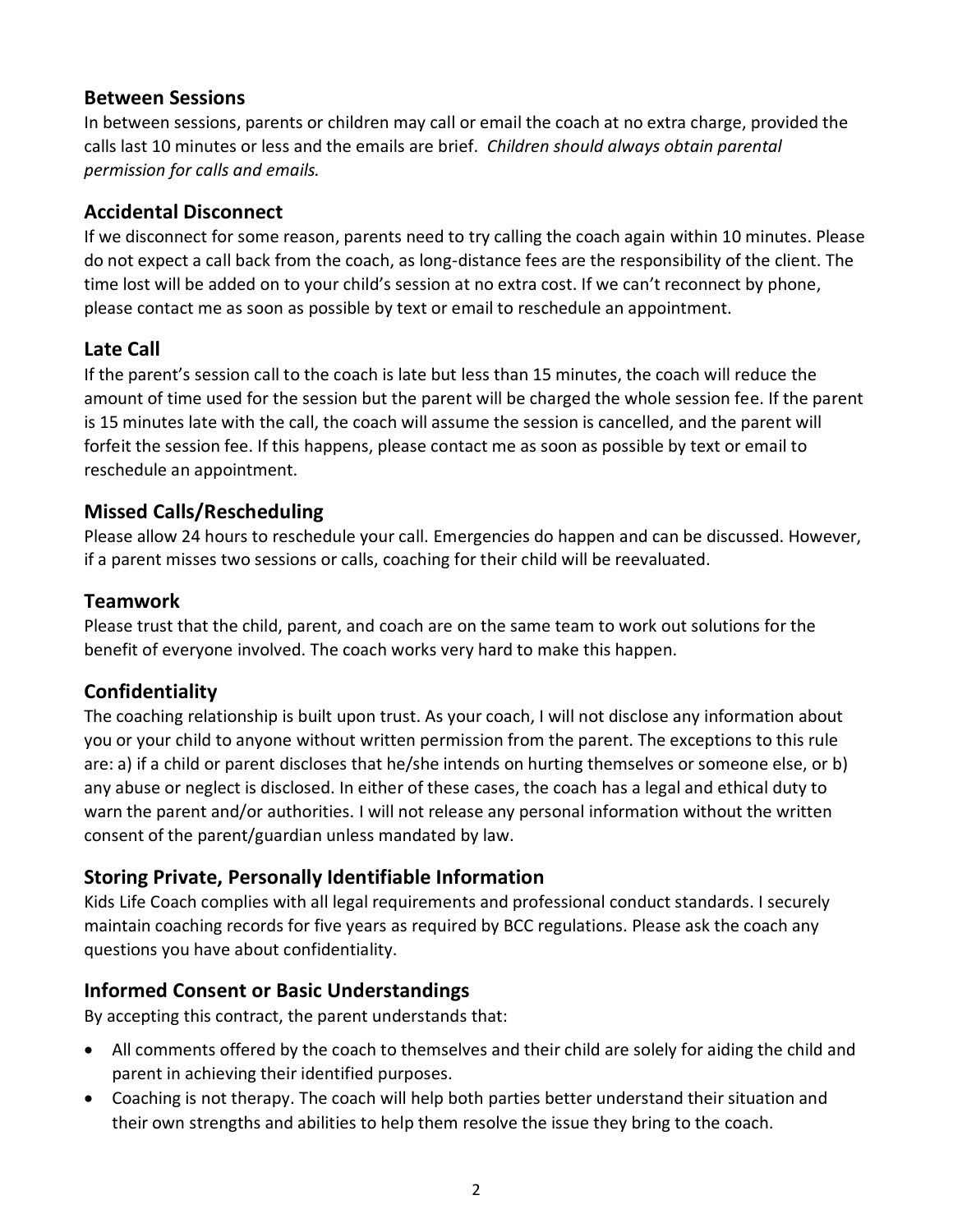## Between Sessions

In between sessions, parents or children may call or email the coach at no extra charge, provided the calls last 10 minutes or less and the emails are brief. *Children should always obtain parental permission for calls and emails.*

## Accidental Disconnect

If we disconnect for some reason, parents need to try calling the coach again within 10 minutes. Please do not expect a call back from the coach, as long-distance fees are the responsibility of the client. The time lost will be added on to your child's session at no extra cost. If we can't reconnect by phone, please contact me as soon as possible by text or email to reschedule an appointment.

## Late Call

If the parent's session call to the coach is late but less than 15 minutes, the coach will reduce the amount of time used for the session but the parent will be charged the whole session fee. If the parent is 15 minutes late with the call, the coach will assume the session is cancelled, and the parent will forfeit the session fee. If this happens, please contact me as soon as possible by text or email to reschedule an appointment.

## Missed Calls/Rescheduling

Please allow 24 hours to reschedule your call. Emergencies do happen and can be discussed. However, if a parent misses two sessions or calls, coaching for their child will be reevaluated.

## Teamwork

Please trust that the child, parent, and coach are on the same team to work out solutions for the benefit of everyone involved. The coach works very hard to make this happen.

## Confidentiality

The coaching relationship is built upon trust. As your coach, I will not disclose any information about you or your child to anyone without written permission from the parent. The exceptions to this rule are: a) if a child or parent discloses that he/she intends on hurting themselves or someone else, or b) any abuse or neglect is disclosed. In either of these cases, the coach has a legal and ethical duty to warn the parent and/or authorities. I will not release any personal information without the written consent of the parent/guardian unless mandated by law.

## Storing Private, Personally Identifiable Information

Kids Life Coach complies with all legal requirements and professional conduct standards. I securely maintain coaching records for five years as required by BCC regulations. Please ask the coach any questions you have about confidentiality.

## Informed Consent or Basic Understandings

By accepting this contract, the parent understands that:

- All comments offered by the coach to themselves and their child are solely for aiding the child and parent in achieving their identified purposes.
- Coaching is not therapy. The coach will help both parties better understand their situation and their own strengths and abilities to help them resolve the issue they bring to the coach.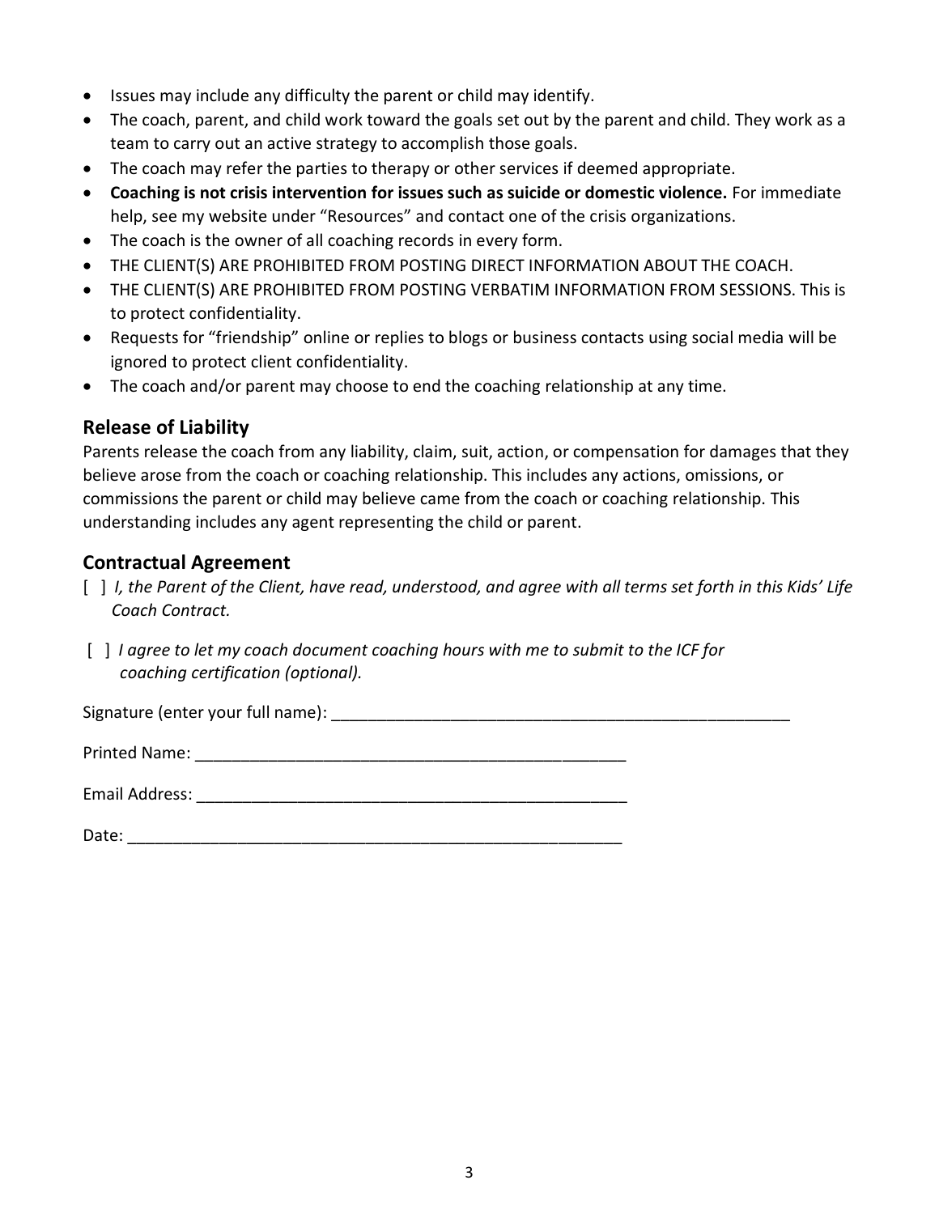- Issues may include any difficulty the parent or child may identify.
- The coach, parent, and child work toward the goals set out by the parent and child. They work as a team to carry out an active strategy to accomplish those goals.
- The coach may refer the parties to therapy or other services if deemed appropriate.
- **Coaching is not crisis intervention for issues such as suicide or domestic violence.** For immediate help, see my website under "Resources" and contact one of the crisis organizations.
- The coach is the owner of all coaching records in every form.
- THE CLIENT(S) ARE PROHIBITED FROM POSTING DIRECT INFORMATION ABOUT THE COACH.
- THE CLIENT(S) ARE PROHIBITED FROM POSTING VERBATIM INFORMATION FROM SESSIONS. This is to protect confidentiality.
- Requests for "friendship" online or replies to blogs or business contacts using social media will be ignored to protect client confidentiality.
- The coach and/or parent may choose to end the coaching relationship at any time.

## Release of Liability

Parents release the coach from any liability, claim, suit, action, or compensation for damages that they believe arose from the coach or coaching relationship. This includes any actions, omissions, or commissions the parent or child may believe came from the coach or coaching relationship. This understanding includes any agent representing the child or parent.

## Contractual Agreement

[ ] *I, the Parent of the Client, have read, understood, and agree with all terms set forth in this Kids' Life Coach Contract.*

[ ] *I agree to let my coach document coaching hours with me to submit to the ICF for coaching certification (optional).*

Signature (enter your full name): ____________________________________________________

Printed Name: ________________________________________________

Email Address: ________________________________________________

Date: ________________________________________________________